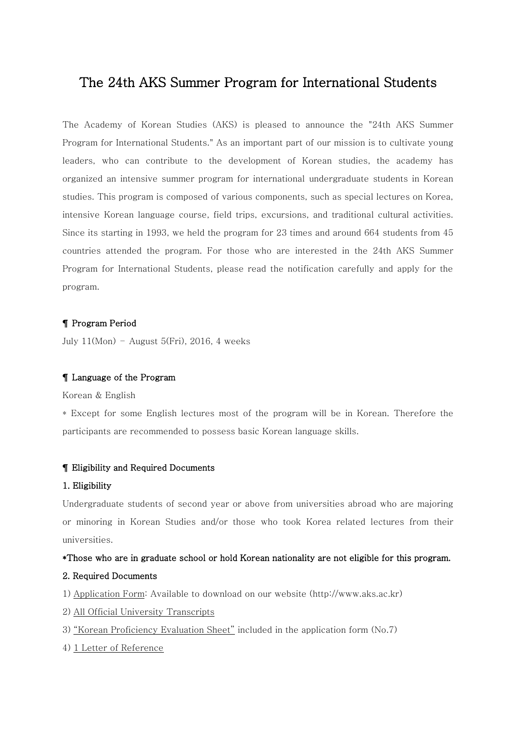# The 24th AKS Summer Program for International Students

The Academy of Korean Studies (AKS) is pleased to announce the "24th AKS Summer Program for International Students." As an important part of our mission is to cultivate young leaders, who can contribute to the development of Korean studies, the academy has organized an intensive summer program for international undergraduate students in Korean studies. This program is composed of various components, such as special lectures on Korea, intensive Korean language course, field trips, excursions, and traditional cultural activities. Since its starting in 1993, we held the program for 23 times and around 664 students from 45 countries attended the program. For those who are interested in the 24th AKS Summer Program for International Students, please read the notification carefully and apply for the program.

## ¶ Program Period

July 11(Mon) – August 5(Fri), 2016, 4 weeks

## ¶ Language of the Program

Korean & English

* Except for some English lectures most of the program will be in Korean. Therefore the participants are recommended to possess basic Korean language skills.

## ¶ Eligibility and Required Documents

### 1. Eligibility

Undergraduate students of second year or above from universities abroad who are majoring or minoring in Korean Studies and/or those who took Korea related lectures from their universities.

**\*Those who are in graduate school or hold Korean nationality are not eligible for this program.**

### 2. Required Documents

1) Application Form: Available to download on our website (http://www.aks.ac.kr)

2) All Official University Transcripts

3) "Korean Proficiency Evaluation Sheet" included in the application form (No.7)

4) 1 Letter of Reference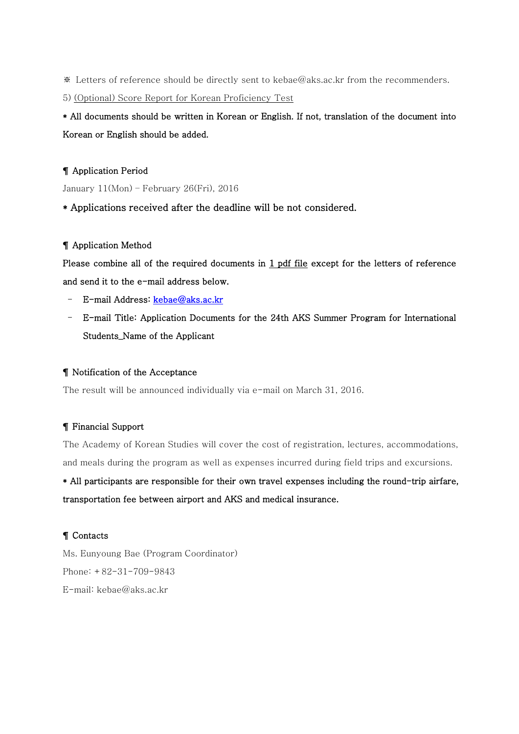※ Letters of reference should be directly sent to kebae@aks.ac.kr from the recommenders.

5) Optional) Score Report for Korean Proficiency Test

**\* All documents should be written in Korean or English. If not, translation of the document into Korean or English should be added.**

## ¶ Application Period

January 11(Mon) – February 26(Fri), 2016

\* Applications received after the deadline will be not considered.

## ¶ Application Method

**Please combine all of the required documents in 1 pdf file except for the letters of reference and send it to the e-mail address below.**

- **E-mail Address: kebae@aks.ac.kr**
- **E-mail Title: Application Documents for the 24th AKS Summer Program for International Students_Name of the Applicant**

## ¶ Notification of the Acceptance

The result will be announced individually via e-mail on March 31, 2016.

## ¶ Financial Support

The Academy of Korean Studies will cover the cost of registration, lectures, accommodations, and meals during the program as well as expenses incurred during field trips and excursions.

**\* All participants are responsible for their own travel expenses including the round-trip airfare, transportation fee between airport and AKS and medical insurance.**

## ¶ Contacts

Ms. Eunyoung Bae (Program Coordinator)

Phone: +82-31-709-9843

E-mail: kebae@aks.ac.kr